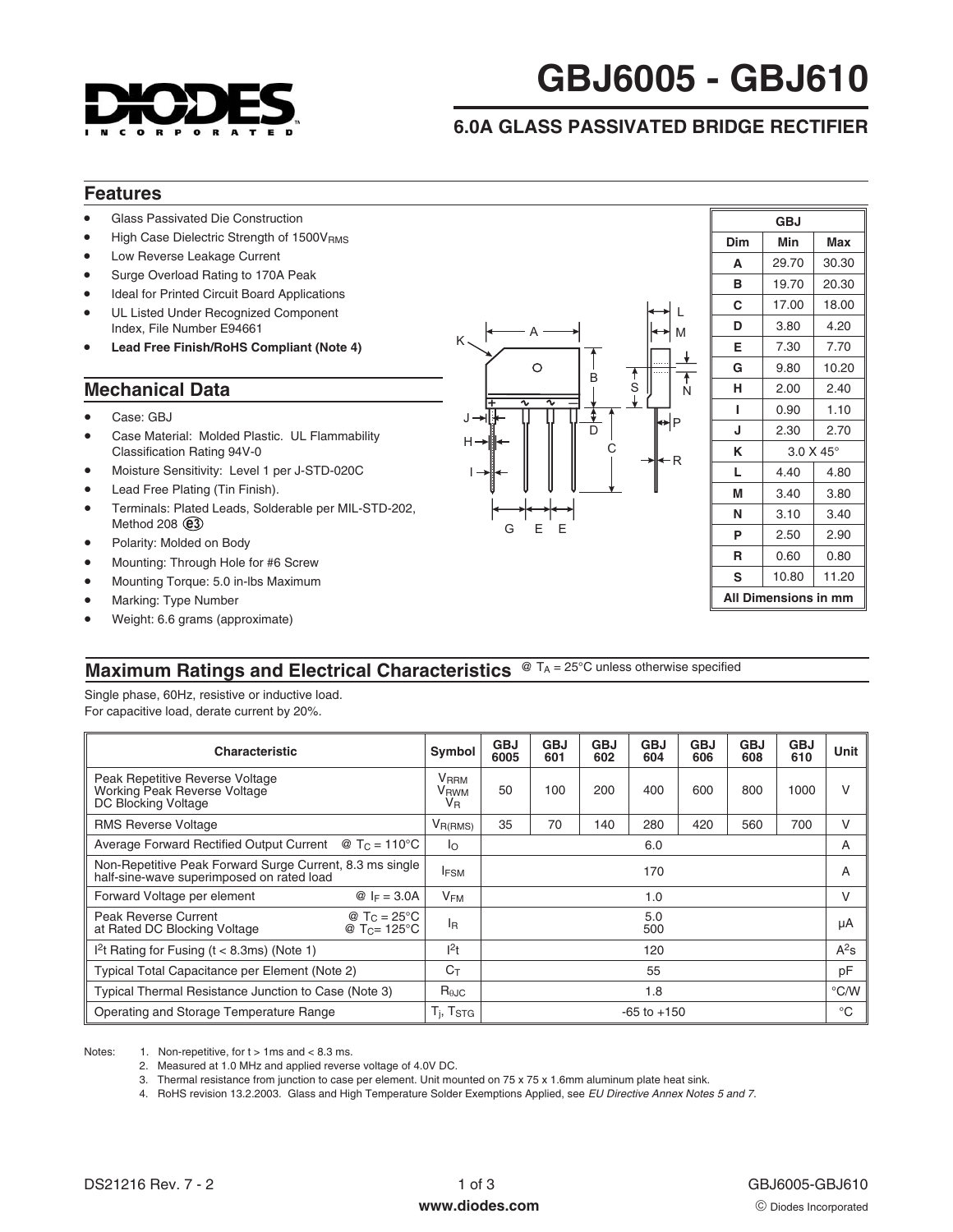# GBJ6005 - GBJ610

## 6.0A GLASS PASSIVATED BRIDGE RECTIFIER

## Features

- Glass Passivated Die Construction
- High Case Dielectric Strength of $1500V_{RMS}$
- Low Reverse Leakage Current
- Surge Overload Rating to 170A Peak
- Ideal for Printed Circuit Board Applications
- UL Listed Under Recognized Component Index, File Number E94661
- **Lead Free Finish/RoHS Compliant (Note 4)**

## Mechanical Data

- Case: GBJ
- Case Material: Molded Plastic. UL Flammability Classification Rating 94V-0
- Moisture Sensitivity: Level 1 per J-STD-020C
- Lead Free Plating (Tin Finish).
- Terminals: Plated Leads, Solderable per MIL-STD-202, Method 208 (e3)
- Polarity: Molded on Body
- Mounting: Through Hole for #6 Screw
- Mounting Torque: 5.0 in-lbs Maximum
- Marking: Type Number
- Weight: 6.6 grams (approximate)

| GBJ | | |
|---|---|---|
| Dim | Min | Max |
| A | 29.70 | 30.30 |
| B | 19.70 | 20.30 |
| C | 17.00 | 18.00 |
| D | 3.80 | 4.20 |
| E | 7.30 | 7.70 |
| G | 9.80 | 10.20 |
| H | 2.00 | 2.40 |
| I | 0.90 | 1.10 |
| J | 2.30 | 2.70 |
| K | 3.0 X 45° | |
| L | 4.40 | 4.80 |
| M | 3.40 | 3.80 |
| N | 3.10 | 3.40 |
| P | 2.50 | 2.90 |
| R | 0.60 | 0.80 |
| S | 10.80 | 11.20 |
| All Dimensions in mm | | |

## Maximum Ratings and Electrical Characteristics

@ $T_A$ = 25°C unless otherwise specified

Single phase, 60Hz, resistive or inductive load.
For capacitive load, derate current by 20%.

| Characteristic | Symbol | GBJ 6005 | GBJ 601 | GBJ 602 | GBJ 604 | GBJ 606 | GBJ 608 | GBJ 610 | Unit |
|---|---|---|---|---|---|---|---|---|---|
| Peak Repetitive Reverse Voltage<br>Working Peak Reverse Voltage<br>DC Blocking Voltage | $V_{RRM}$<br>$V_{RWM}$<br>$V_R$ | 50 | 100 | 200 | 400 | 600 | 800 | 1000 | V |
| RMS Reverse Voltage | $V_{R(RMS)}$ | 35 | 70 | 140 | 280 | 420 | 560 | 700 | V |
| Average Forward Rectified Output Current @ $T_C$ = 110°C | $I_O$ | 6.0 | | | | | | | A |
| Non-Repetitive Peak Forward Surge Current, 8.3 ms single half-sine-wave superimposed on rated load | $I_{FSM}$ | 170 | | | | | | | A |
| Forward Voltage per element @ $I_F$ = 3.0A | $V_{FM}$ | 1.0 | | | | | | | V |
| Peak Reverse Current at Rated DC Blocking Voltage @ $T_C$ = 25°C<br>@ $T_C$ = 125°C | $I_R$ | 5.0<br>500 | | | | | | | µA |
| $I^2t$ Rating for Fusing (t < 8.3ms) (Note 1) | $I^2t$ | 120 | | | | | | | $A^2s$ |
| Typical Total Capacitance per Element (Note 2) | $C_T$ | 55 | | | | | | | pF |
| Typical Thermal Resistance Junction to Case (Note 3) | $R_{\theta JC}$ | 1.8 | | | | | | | °C/W |
| Operating and Storage Temperature Range | $T_j$, $T_{STG}$ | -65 to +150 | | | | | | | °C |

Notes:
1. Non-repetitive, for t > 1ms and < 8.3 ms.
2. Measured at 1.0 MHz and applied reverse voltage of 4.0V DC.
3. Thermal resistance from junction to case per element. Unit mounted on 75 x 75 x 1.6mm aluminum plate heat sink.
4. RoHS revision 13.2.2003. Glass and High Temperature Solder Exemptions Applied, see *EU Directive Annex Notes 5 and 7.*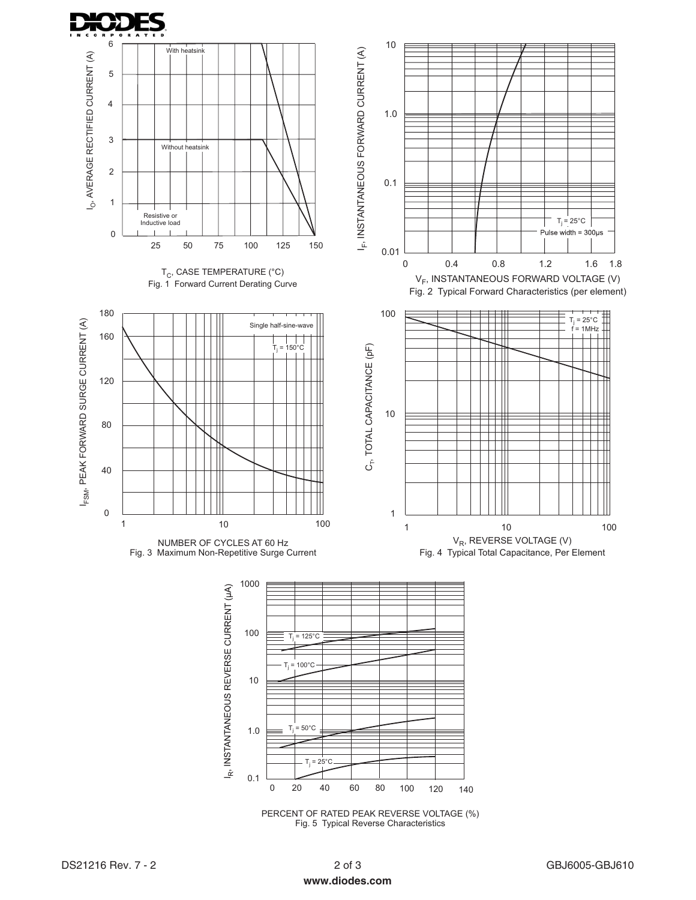Fig. 1 Forward Current Derating Curve

Fig. 2 Typical Forward Characteristics (per element)

Fig. 3 Maximum Non-Repetitive Surge Current

Fig. 4 Typical Total Capacitance, Per Element

Fig. 5 Typical Reverse Characteristics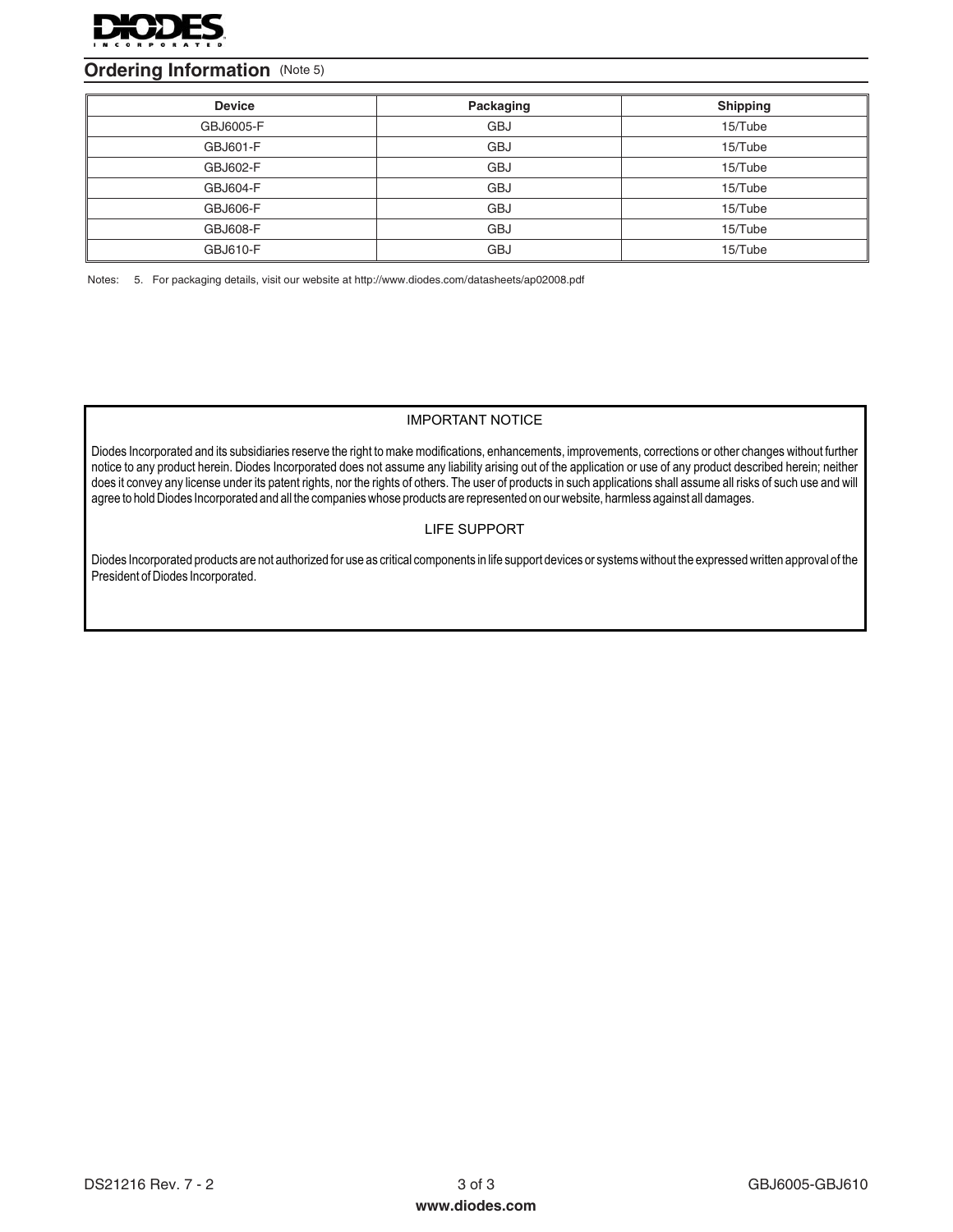## Ordering Information (Note 5)

| Device | Packaging | Shipping |
| --- | --- | --- |
| GBJ6005-F | GBJ | 15/Tube |
| GBJ601-F | GBJ | 15/Tube |
| GBJ602-F | GBJ | 15/Tube |
| GBJ604-F | GBJ | 15/Tube |
| GBJ606-F | GBJ | 15/Tube |
| GBJ608-F | GBJ | 15/Tube |
| GBJ610-F | GBJ | 15/Tube |

Notes: 5. For packaging details, visit our website at http://www.diodes.com/datasheets/ap02008.pdf

IMPORTANT NOTICE

Diodes Incorporated and its subsidiaries reserve the right to make modifications, enhancements, improvements, corrections or other changes without further notice to any product herein. Diodes Incorporated does not assume any liability arising out of the application or use of any product described herein; neither does it convey any license under its patent rights, nor the rights of others. The user of products in such applications shall assume all risks of such use and will agree to hold Diodes Incorporated and all the companies whose products are represented on our website, harmless against all damages.

LIFE SUPPORT

Diodes Incorporated products are not authorized for use as critical components in life support devices or systems without the expressed written approval of the President of Diodes Incorporated.